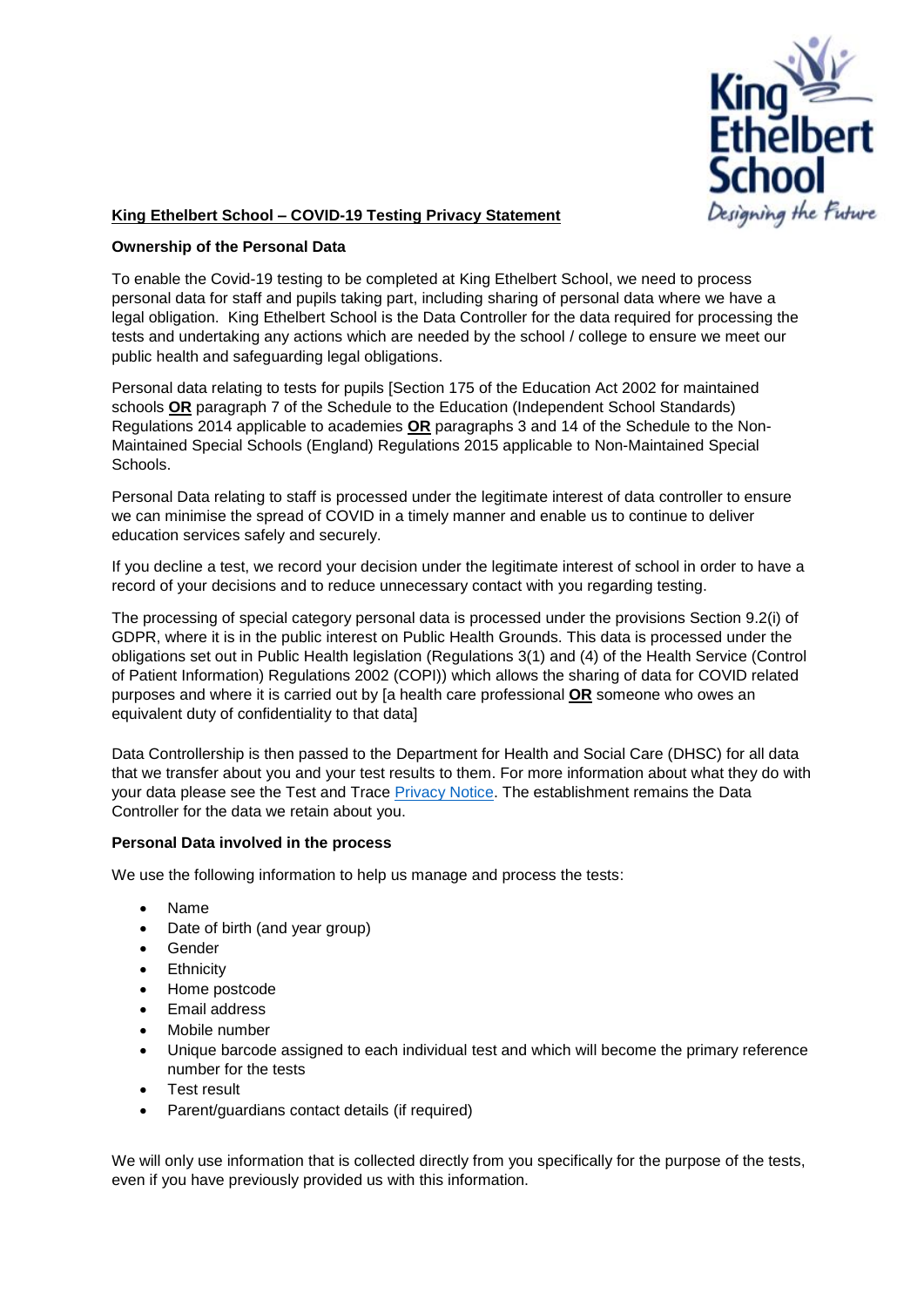## King Ethelbert School – COVID-19 Testing Privacy Statement

**Ownership of the Personal Data**

To enable the Covid-19 testing to be completed at King Ethelbert School, we need to process personal data for staff and pupils taking part, including sharing of personal data where we have a legal obligation. King Ethelbert School is the Data Controller for the data required for processing the tests and undertaking any actions which are needed by the school / college to ensure we meet our public health and safeguarding legal obligations.

Personal data relating to tests for pupils [Section 175 of the Education Act 2002 for maintained schools **OR** paragraph 7 of the Schedule to the Education (Independent School Standards) Regulations 2014 applicable to academies **OR** paragraphs 3 and 14 of the Schedule to the Non-Maintained Special Schools (England) Regulations 2015 applicable to Non-Maintained Special Schools.

Personal Data relating to staff is processed under the legitimate interest of data controller to ensure we can minimise the spread of COVID in a timely manner and enable us to continue to deliver education services safely and securely.

If you decline a test, we record your decision under the legitimate interest of school in order to have a record of your decisions and to reduce unnecessary contact with you regarding testing.

The processing of special category personal data is processed under the provisions Section 9.2(i) of GDPR, where it is in the public interest on Public Health Grounds. This data is processed under the obligations set out in Public Health legislation (Regulations 3(1) and (4) of the Health Service (Control of Patient Information) Regulations 2002 (COPI)) which allows the sharing of data for COVID related purposes and where it is carried out by [a health care professional **OR** someone who owes an equivalent duty of confidentiality to that data]

Data Controllership is then passed to the Department for Health and Social Care (DHSC) for all data that we transfer about you and your test results to them. For more information about what they do with your data please see the Test and Trace Privacy Notice. The establishment remains the Data Controller for the data we retain about you.

**Personal Data involved in the process**

We use the following information to help us manage and process the tests:

- Name
- Date of birth (and year group)
- Gender
- Ethnicity
- Home postcode
- Email address
- Mobile number
- Unique barcode assigned to each individual test and which will become the primary reference number for the tests
- Test result
- Parent/guardians contact details (if required)

We will only use information that is collected directly from you specifically for the purpose of the tests, even if you have previously provided us with this information.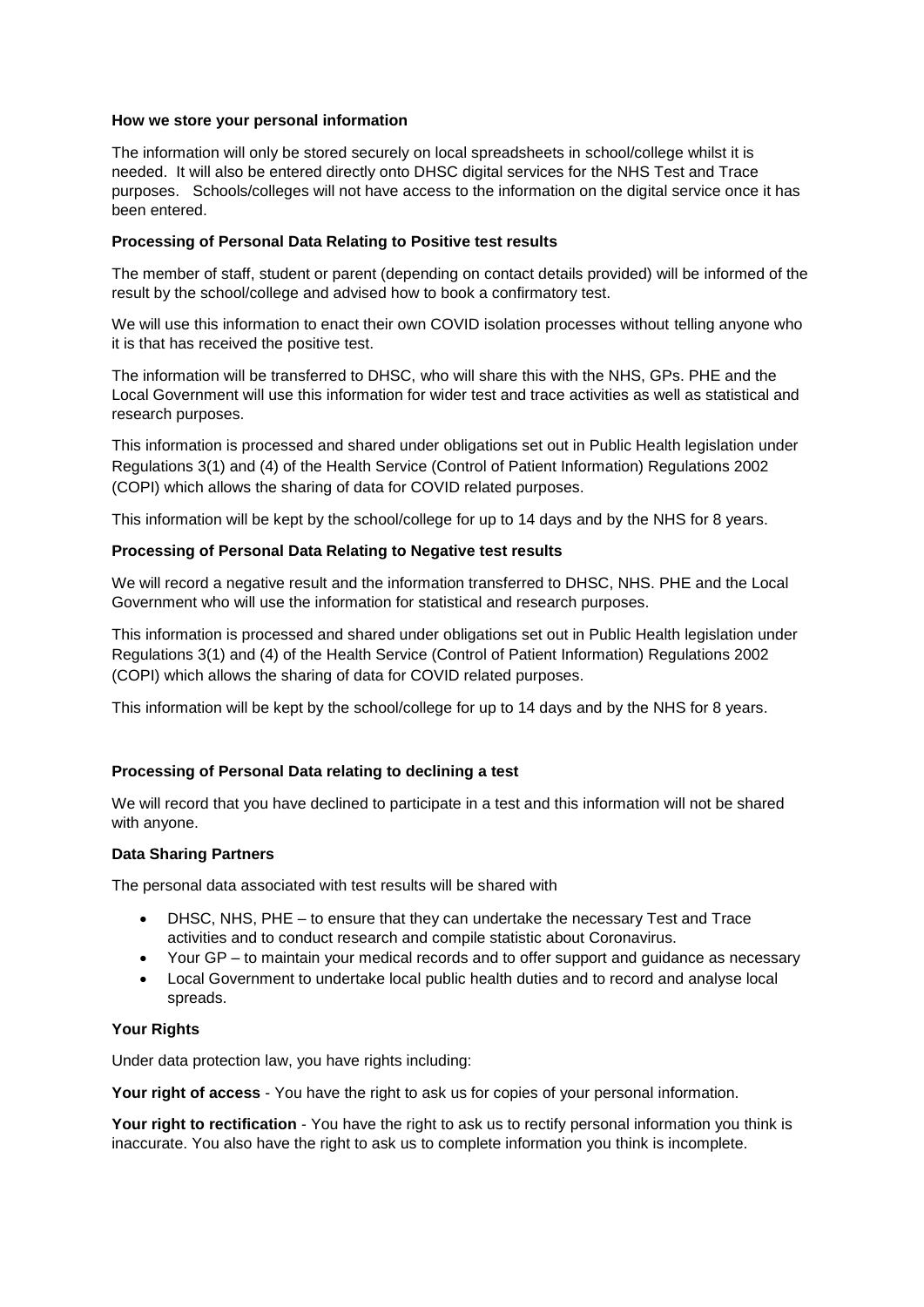**How we store your personal information**

The information will only be stored securely on local spreadsheets in school/college whilst it is needed. It will also be entered directly onto DHSC digital services for the NHS Test and Trace purposes. Schools/colleges will not have access to the information on the digital service once it has been entered.

**Processing of Personal Data Relating to Positive test results**

The member of staff, student or parent (depending on contact details provided) will be informed of the result by the school/college and advised how to book a confirmatory test.

We will use this information to enact their own COVID isolation processes without telling anyone who it is that has received the positive test.

The information will be transferred to DHSC, who will share this with the NHS, GPs. PHE and the Local Government will use this information for wider test and trace activities as well as statistical and research purposes.

This information is processed and shared under obligations set out in Public Health legislation under Regulations 3(1) and (4) of the Health Service (Control of Patient Information) Regulations 2002 (COPI) which allows the sharing of data for COVID related purposes.

This information will be kept by the school/college for up to 14 days and by the NHS for 8 years.

**Processing of Personal Data Relating to Negative test results**

We will record a negative result and the information transferred to DHSC, NHS. PHE and the Local Government who will use the information for statistical and research purposes.

This information is processed and shared under obligations set out in Public Health legislation under Regulations 3(1) and (4) of the Health Service (Control of Patient Information) Regulations 2002 (COPI) which allows the sharing of data for COVID related purposes.

This information will be kept by the school/college for up to 14 days and by the NHS for 8 years.

**Processing of Personal Data relating to declining a test**

We will record that you have declined to participate in a test and this information will not be shared with anyone.

**Data Sharing Partners**

The personal data associated with test results will be shared with

- DHSC, NHS, PHE – to ensure that they can undertake the necessary Test and Trace activities and to conduct research and compile statistic about Coronavirus.
- Your GP – to maintain your medical records and to offer support and guidance as necessary
- Local Government to undertake local public health duties and to record and analyse local spreads.

**Your Rights**

Under data protection law, you have rights including:

**Your right of access** - You have the right to ask us for copies of your personal information.

**Your right to rectification** - You have the right to ask us to rectify personal information you think is inaccurate. You also have the right to ask us to complete information you think is incomplete.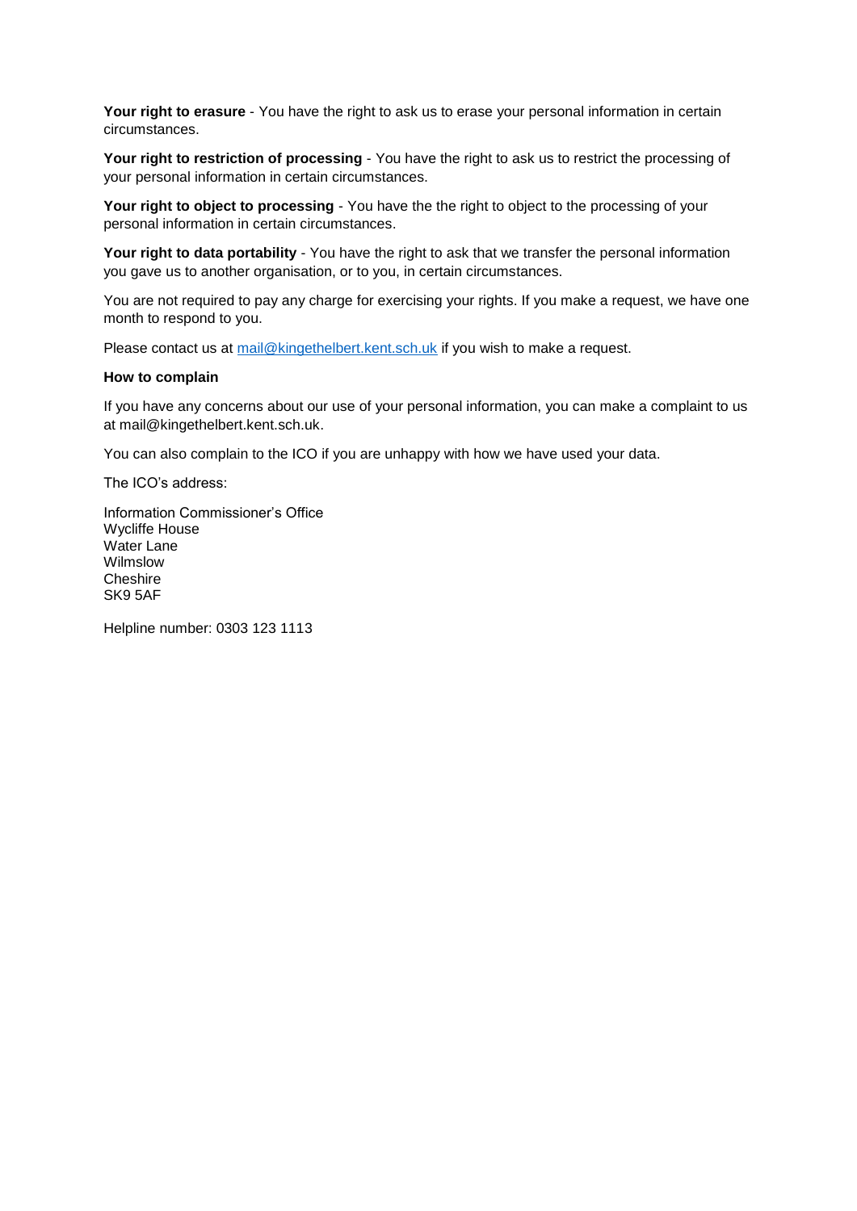**Your right to erasure** - You have the right to ask us to erase your personal information in certain circumstances.

**Your right to restriction of processing** - You have the right to ask us to restrict the processing of your personal information in certain circumstances.

**Your right to object to processing** - You have the the right to object to the processing of your personal information in certain circumstances.

**Your right to data portability** - You have the right to ask that we transfer the personal information you gave us to another organisation, or to you, in certain circumstances.

You are not required to pay any charge for exercising your rights. If you make a request, we have one month to respond to you.

Please contact us at mail@kingethelbert.kent.sch.uk if you wish to make a request.

**How to complain**

If you have any concerns about our use of your personal information, you can make a complaint to us at mail@kingethelbert.kent.sch.uk.

You can also complain to the ICO if you are unhappy with how we have used your data.

The ICO's address:

Information Commissioner's Office
Wycliffe House
Water Lane
Wilmslow
Cheshire
SK9 5AF

Helpline number: 0303 123 1113